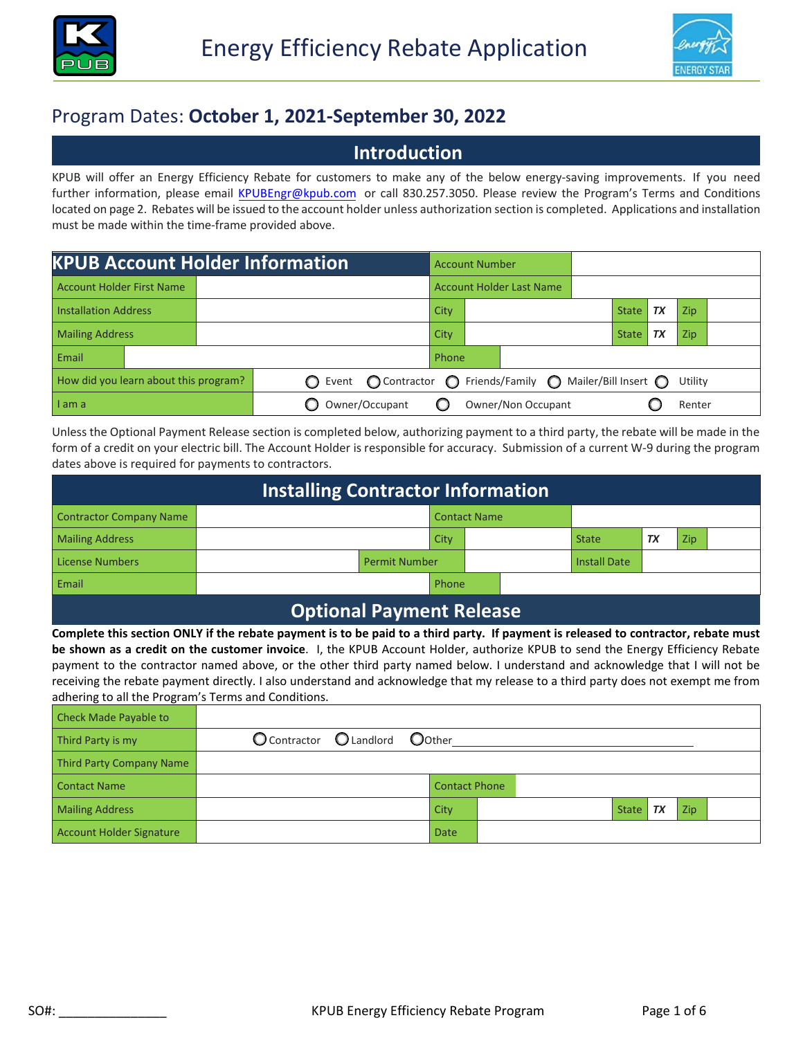# Energy Efficiency Rebate Application

## Program Dates: **October 1, 2021-September 30, 2022**

## Introduction

KPUB will offer an Energy Efficiency Rebate for customers to make any of the below energy-saving improvements. If you need further information, please email KPUBEngr@kpub.com or call 830.257.3050. Please review the Program's Terms and Conditions located on page 2. Rebates will be issued to the account holder unless authorization section is completed. Applications and installation must be made within the time-frame provided above.

| KPUB Account Holder Information | | Account Number | | | | | |
|---|---|---|---|---|---|---|---|
| Account Holder First Name | | Account Holder Last Name | | | | | |
| Installation Address | | City | | State | TX | Zip | |
| Mailing Address | | City | | State | TX | Zip | |
| Email | | Phone | | | | | |
| How did you learn about this program? | ○ Event ○ Contractor ○ Friends/Family ○ Mailer/Bill Insert ○ Utility | | | | | | |
| I am a | ○ Owner/Occupant ○ Owner/Non Occupant ○ Renter | | | | | | |

Unless the Optional Payment Release section is completed below, authorizing payment to a third party, the rebate will be made in the form of a credit on your electric bill. The Account Holder is responsible for accuracy. Submission of a current W-9 during the program dates above is required for payments to contractors.

## Installing Contractor Information

| Contractor Company Name | | Contact Name | | | | | |
|---|---|---|---|---|---|---|---|
| Mailing Address | | City | | State | TX | Zip | |
| License Numbers | | Permit Number | | Install Date | | | |
| Email | | Phone | | | | | |

## Optional Payment Release

**Complete this section ONLY if the rebate payment is to be paid to a third party. If payment is released to contractor, rebate must be shown as a credit on the customer invoice**. I, the KPUB Account Holder, authorize KPUB to send the Energy Efficiency Rebate payment to the contractor named above, or the other third party named below. I understand and acknowledge that I will not be receiving the rebate payment directly. I also understand and acknowledge that my release to a third party does not exempt me from adhering to all the Program's Terms and Conditions.

| Check Made Payable to | | | | | | | |
|---|---|---|---|---|---|---|---|
| Third Party is my | ○ Contractor ○ Landlord ○ Other____________ | | | | | | |
| Third Party Company Name | | | | | | | |
| Contact Name | | Contact Phone | | | | | |
| Mailing Address | | City | | State | TX | Zip | |
| Account Holder Signature | | Date | | | | | |

SO#: _______________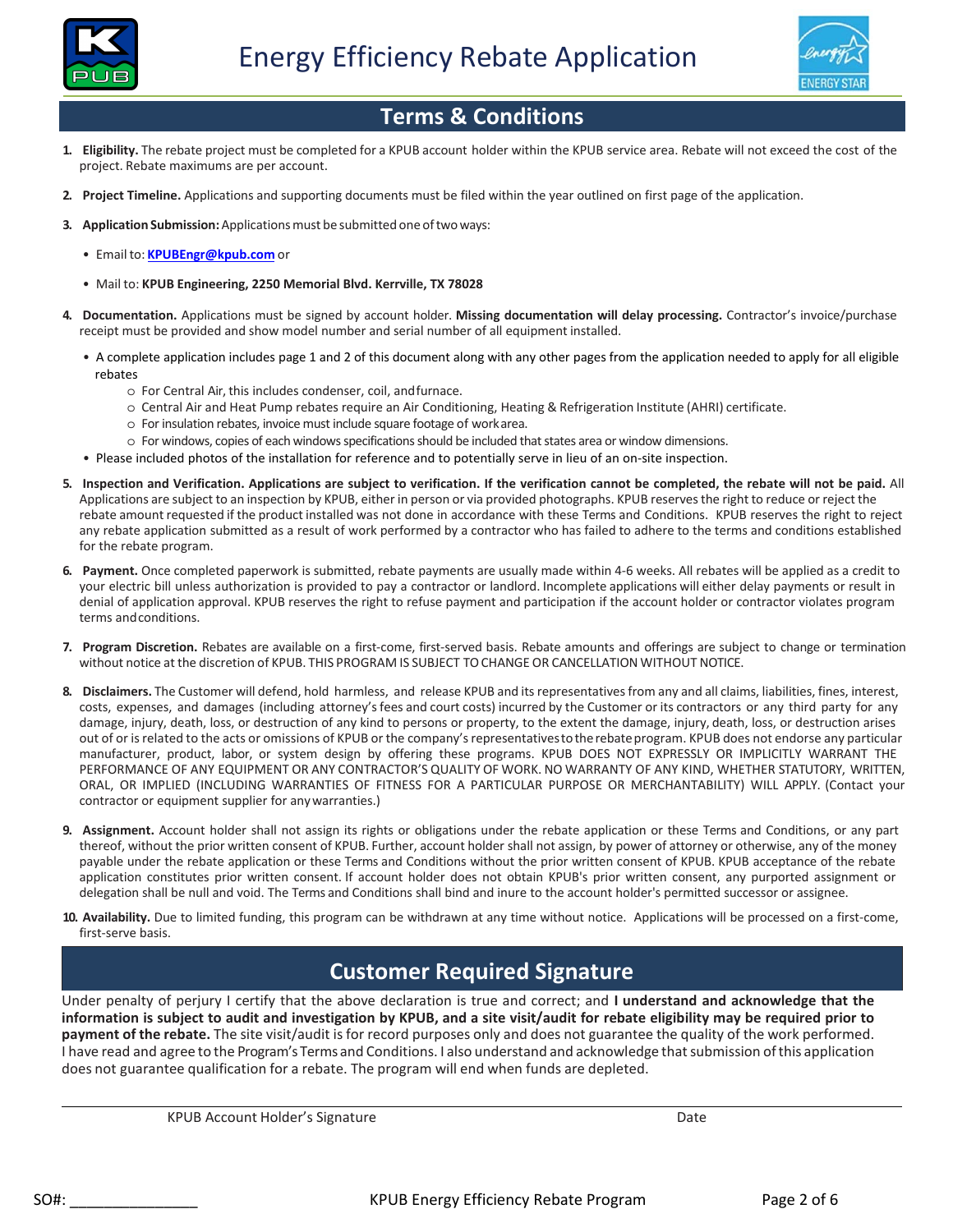# Energy Efficiency Rebate Application

## Terms & Conditions

1. **Eligibility.** The rebate project must be completed for a KPUB account holder within the KPUB service area. Rebate will not exceed the cost of the project. Rebate maximums are per account.

2. **Project Timeline.** Applications and supporting documents must be filed within the year outlined on first page of the application.

3. **Application Submission:** Applications must be submitted one of two ways:

   - Email to: **KPUBEngr@kpub.com** or
   - Mail to: **KPUB Engineering, 2250 Memorial Blvd. Kerrville, TX 78028**

4. **Documentation.** Applications must be signed by account holder. **Missing documentation will delay processing.** Contractor's invoice/purchase receipt must be provided and show model number and serial number of all equipment installed.

   - A complete application includes page 1 and 2 of this document along with any other pages from the application needed to apply for all eligible rebates
     - For Central Air, this includes condenser, coil, and furnace.
     - Central Air and Heat Pump rebates require an Air Conditioning, Heating & Refrigeration Institute (AHRI) certificate.
     - For insulation rebates, invoice must include square footage of work area.
     - For windows, copies of each windows specifications should be included that states area or window dimensions.
   - Please included photos of the installation for reference and to potentially serve in lieu of an on-site inspection.

5. **Inspection and Verification. Applications are subject to verification. If the verification cannot be completed, the rebate will not be paid.** All Applications are subject to an inspection by KPUB, either in person or via provided photographs. KPUB reserves the right to reduce or reject the rebate amount requested if the product installed was not done in accordance with these Terms and Conditions. KPUB reserves the right to reject any rebate application submitted as a result of work performed by a contractor who has failed to adhere to the terms and conditions established for the rebate program.

6. **Payment.** Once completed paperwork is submitted, rebate payments are usually made within 4-6 weeks. All rebates will be applied as a credit to your electric bill unless authorization is provided to pay a contractor or landlord. Incomplete applications will either delay payments or result in denial of application approval. KPUB reserves the right to refuse payment and participation if the account holder or contractor violates program terms and conditions.

7. **Program Discretion.** Rebates are available on a first-come, first-served basis. Rebate amounts and offerings are subject to change or termination without notice at the discretion of KPUB. THIS PROGRAM IS SUBJECT TO CHANGE OR CANCELLATION WITHOUT NOTICE.

8. **Disclaimers.** The Customer will defend, hold harmless, and release KPUB and its representatives from any and all claims, liabilities, fines, interest, costs, expenses, and damages (including attorney's fees and court costs) incurred by the Customer or its contractors or any third party for any damage, injury, death, loss, or destruction of any kind to persons or property, to the extent the damage, injury, death, loss, or destruction arises out of or is related to the acts or omissions of KPUB or the company's representatives to the rebate program. KPUB does not endorse any particular manufacturer, product, labor, or system design by offering these programs. KPUB DOES NOT EXPRESSLY OR IMPLICITLY WARRANT THE PERFORMANCE OF ANY EQUIPMENT OR ANY CONTRACTOR'S QUALITY OF WORK. NO WARRANTY OF ANY KIND, WHETHER STATUTORY, WRITTEN, ORAL, OR IMPLIED (INCLUDING WARRANTIES OF FITNESS FOR A PARTICULAR PURPOSE OR MERCHANTABILITY) WILL APPLY. (Contact your contractor or equipment supplier for any warranties.)

9. **Assignment.** Account holder shall not assign its rights or obligations under the rebate application or these Terms and Conditions, or any part thereof, without the prior written consent of KPUB. Further, account holder shall not assign, by power of attorney or otherwise, any of the money payable under the rebate application or these Terms and Conditions without the prior written consent of KPUB. KPUB acceptance of the rebate application constitutes prior written consent. If account holder does not obtain KPUB's prior written consent, any purported assignment or delegation shall be null and void. The Terms and Conditions shall bind and inure to the account holder's permitted successor or assignee.

10. **Availability.** Due to limited funding, this program can be withdrawn at any time without notice. Applications will be processed on a first-come, first-serve basis.

## Customer Required Signature

Under penalty of perjury I certify that the above declaration is true and correct; and **I understand and acknowledge that the information is subject to audit and investigation by KPUB, and a site visit/audit for rebate eligibility may be required prior to payment of the rebate.** The site visit/audit is for record purposes only and does not guarantee the quality of the work performed. I have read and agree to the Program's Terms and Conditions. I also understand and acknowledge that submission of this application does not guarantee qualification for a rebate. The program will end when funds are depleted.

KPUB Account Holder's Signature _______________________ Date ___________

SO#: _______________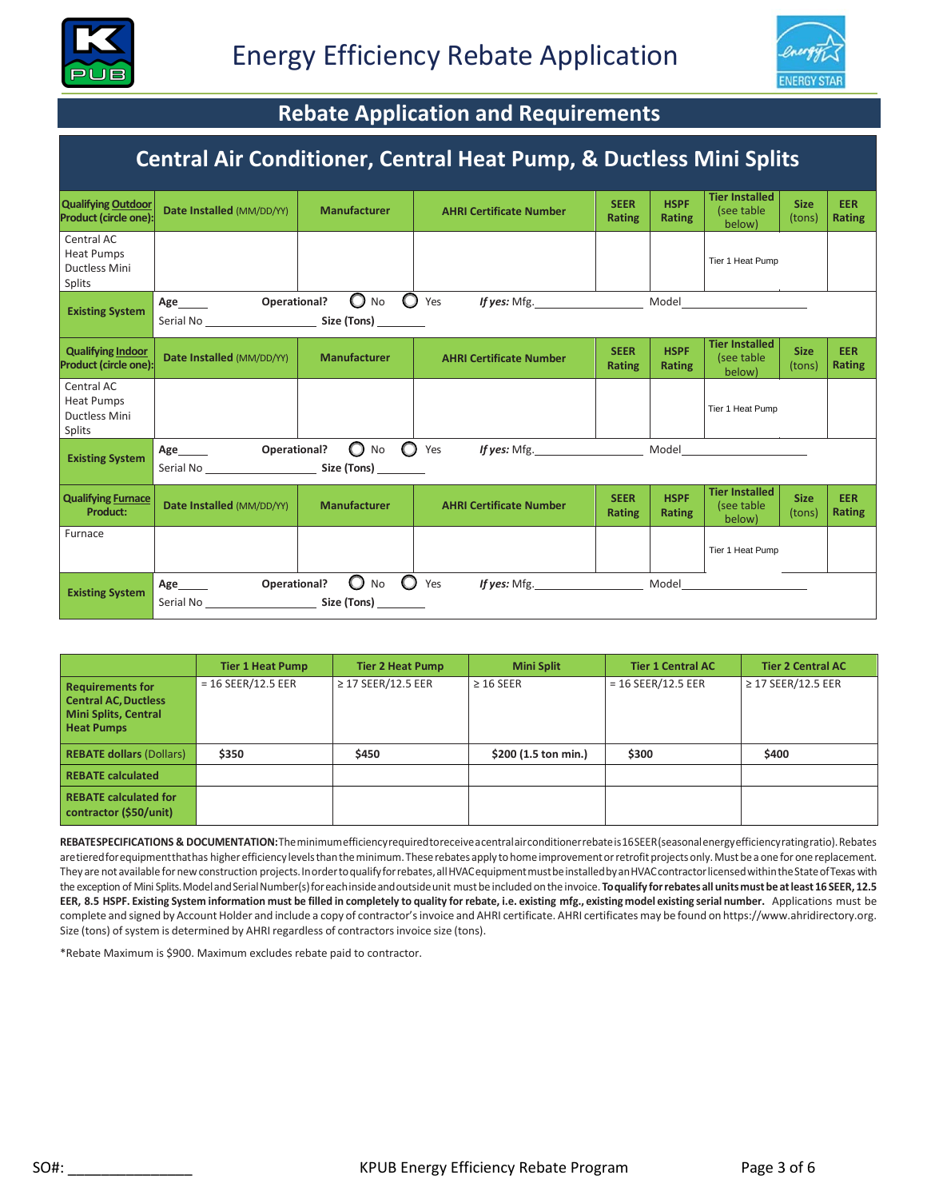# Energy Efficiency Rebate Application

## Rebate Application and Requirements

### Central Air Conditioner, Central Heat Pump, & Ductless Mini Splits

| Qualifying Outdoor Product (circle one): | Date Installed (MM/DD/YY) | Manufacturer | AHRI Certificate Number | SEER Rating | HSPF Rating | Tier Installed (see table below) | Size (tons) | EER Rating |
|---|---|---|---|---|---|---|---|---|
| Central AC<br>Heat Pumps<br>Ductless Mini Splits | | | | | | Tier 1 Heat Pump | | |

**Existing System**
Age_____ **Operational?** ◯ No ◯ Yes *If yes:* Mfg.________________ Model___________________
Serial No ________________ **Size (Tons)** _______

| Qualifying Indoor Product (circle one): | Date Installed (MM/DD/YY) | Manufacturer | AHRI Certificate Number | SEER Rating | HSPF Rating | Tier Installed (see table below) | Size (tons) | EER Rating |
|---|---|---|---|---|---|---|---|---|
| Central AC<br>Heat Pumps<br>Ductless Mini Splits | | | | | | Tier 1 Heat Pump | | |

**Existing System**
Age_____ **Operational?** ◯ No ◯ Yes *If yes:* Mfg.________________ Model___________________
Serial No ________________ **Size (Tons)** _______

| Qualifying Furnace Product: | Date Installed (MM/DD/YY) | Manufacturer | AHRI Certificate Number | SEER Rating | HSPF Rating | Tier Installed (see table below) | Size (tons) | EER Rating |
|---|---|---|---|---|---|---|---|---|
| Furnace | | | | | | Tier 1 Heat Pump | | |

**Existing System**
Age_____ **Operational?** ◯ No ◯ Yes *If yes:* Mfg.________________ Model___________________
Serial No ________________ **Size (Tons)** _______

| | Tier 1 Heat Pump | Tier 2 Heat Pump | Mini Split | Tier 1 Central AC | Tier 2 Central AC |
|---|---|---|---|---|---|
| **Requirements for Central AC, Ductless Mini Splits, Central Heat Pumps** | = 16 SEER/12.5 EER | ≥ 17 SEER/12.5 EER | ≥ 16 SEER | = 16 SEER/12.5 EER | ≥ 17 SEER/12.5 EER |
| **REBATE dollars** (Dollars) | **$350** | **$450** | **$200 (1.5 ton min.)** | **$300** | **$400** |
| **REBATE calculated** | | | | | |
| **REBATE calculated for contractor ($50/unit)** | | | | | |

**REBATE SPECIFICATIONS & DOCUMENTATION:** The minimum efficiency required to receive a central air conditioner rebate is 16 SEER (seasonal energy efficiency rating ratio). Rebates are tiered for equipment that has higher efficiency levels than the minimum. These rebates apply to home improvement or retrofit projects only. Must be a one for one replacement. They are not available for new construction projects. In order to qualify for rebates, all HVAC equipment must be installed by an HVAC contractor licensed within the State of Texas with the exception of Mini Splits. Model and Serial Number(s) for each inside and outside unit must be included on the invoice. **To qualify for rebates all units must be at least 16 SEER, 12.5 EER, 8.5 HSPF. Existing System information must be filled in completely to quality for rebate, i.e. existing mfg., existing model existing serial number.** Applications must be complete and signed by Account Holder and include a copy of contractor's invoice and AHRI certificate. AHRI certificates may be found on https://www.ahridirectory.org. Size (tons) of system is determined by AHRI regardless of contractors invoice size (tons).

*Rebate Maximum is $900. Maximum excludes rebate paid to contractor.

SO#: _______________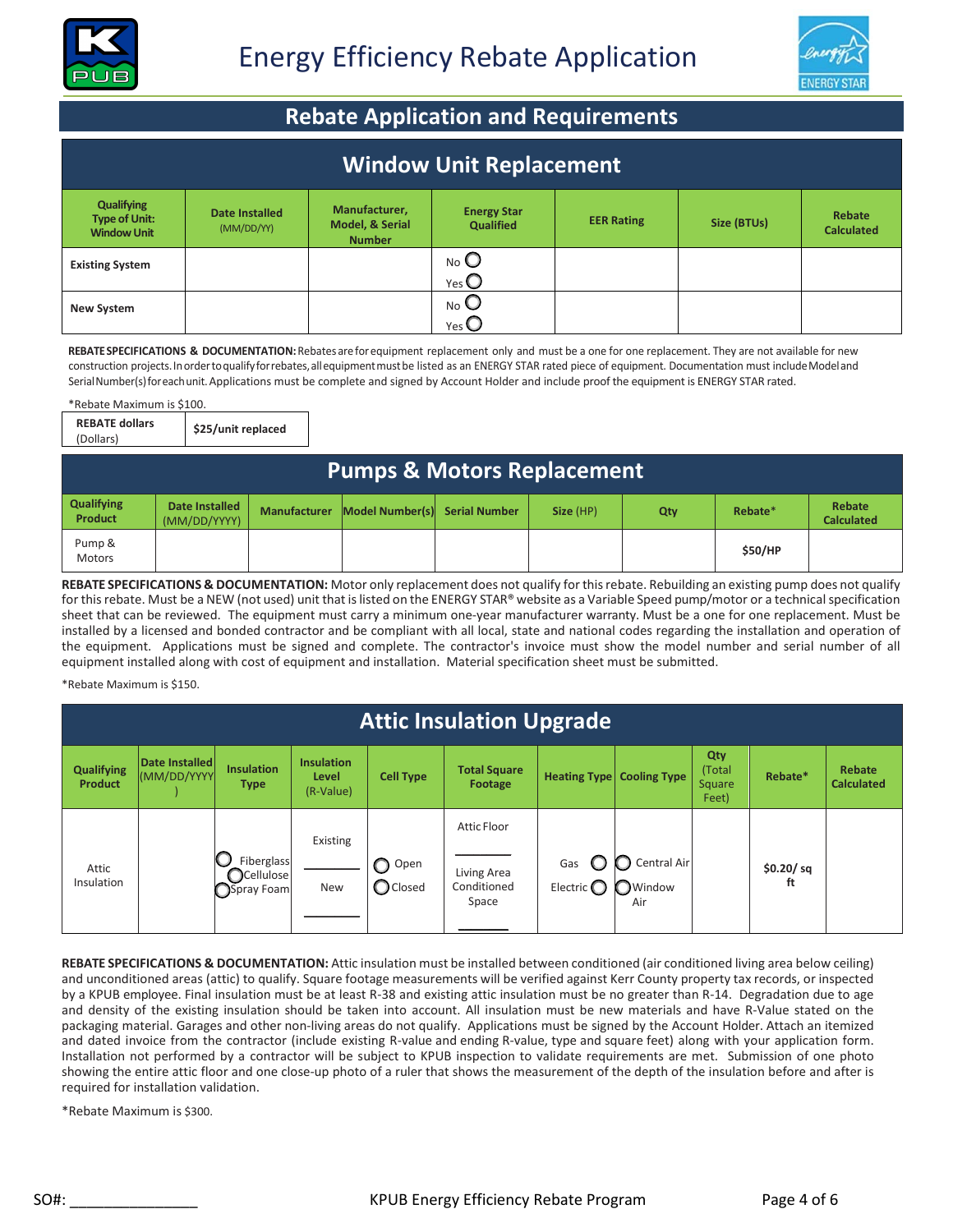# Energy Efficiency Rebate Application

## Rebate Application and Requirements

### Window Unit Replacement

| Qualifying Type of Unit: Window Unit | Date Installed (MM/DD/YY) | Manufacturer, Model, & Serial Number | Energy Star Qualified | EER Rating | Size (BTUs) | Rebate Calculated |
|---|---|---|---|---|---|---|
| Existing System | | | No ○ Yes ○ | | | |
| New System | | | No ○ Yes ○ | | | |

**REBATE SPECIFICATIONS & DOCUMENTATION:** Rebates are for equipment replacement only and must be a one for one replacement. They are not available for new construction projects. In order to qualify for rebates, all equipment must be listed as an ENERGY STAR rated piece of equipment. Documentation must include Model and Serial Number(s) for each unit. Applications must be complete and signed by Account Holder and include proof the equipment is ENERGY STAR rated.

*Rebate Maximum is $100.

| REBATE dollars (Dollars) | $25/unit replaced |
|---|---|

### Pumps & Motors Replacement

| Qualifying Product | Date Installed (MM/DD/YYYY) | Manufacturer | Model Number(s) | Serial Number | Size (HP) | Qty | Rebate* | Rebate Calculated |
|---|---|---|---|---|---|---|---|---|
| Pump & Motors | | | | | | | $50/HP | |

**REBATE SPECIFICATIONS & DOCUMENTATION:** Motor only replacement does not qualify for this rebate. Rebuilding an existing pump does not qualify for this rebate. Must be a NEW (not used) unit that is listed on the ENERGY STAR® website as a Variable Speed pump/motor or a technical specification sheet that can be reviewed. The equipment must carry a minimum one-year manufacturer warranty. Must be a one for one replacement. Must be installed by a licensed and bonded contractor and be compliant with all local, state and national codes regarding the installation and operation of the equipment. Applications must be signed and complete. The contractor's invoice must show the model number and serial number of all equipment installed along with cost of equipment and installation. Material specification sheet must be submitted.

*Rebate Maximum is $150.

### Attic Insulation Upgrade

| Qualifying Product | Date Installed (MM/DD/YYYY) | Insulation Type | Insulation Level (R-Value) | Cell Type | Total Square Footage | Heating Type | Cooling Type | Qty (Total Square Feet) | Rebate* | Rebate Calculated |
|---|---|---|---|---|---|---|---|---|---|---|
| Attic Insulation | | ○ Fiberglass ○ Cellulose ○ Spray Foam | Existing ______ New ______ | ○ Open ○ Closed | Attic Floor ______ Living Area Conditioned Space ______ | Gas ○ Electric ○ | ○ Central Air ○ Window Air | | $0.20/ sq ft | |

**REBATE SPECIFICATIONS & DOCUMENTATION:** Attic insulation must be installed between conditioned (air conditioned living area below ceiling) and unconditioned areas (attic) to qualify. Square footage measurements will be verified against Kerr County property tax records, or inspected by a KPUB employee. Final insulation must be at least R-38 and existing attic insulation must be no greater than R-14. Degradation due to age and density of the existing insulation should be taken into account. All insulation must be new materials and have R-Value stated on the packaging material. Garages and other non-living areas do not qualify. Applications must be signed by the Account Holder. Attach an itemized and dated invoice from the contractor (include existing R-value and ending R-value, type and square feet) along with your application form. Installation not performed by a contractor will be subject to KPUB inspection to validate requirements are met. Submission of one photo showing the entire attic floor and one close-up photo of a ruler that shows the measurement of the depth of the insulation before and after is required for installation validation.

*Rebate Maximum is $300.

SO#: _______________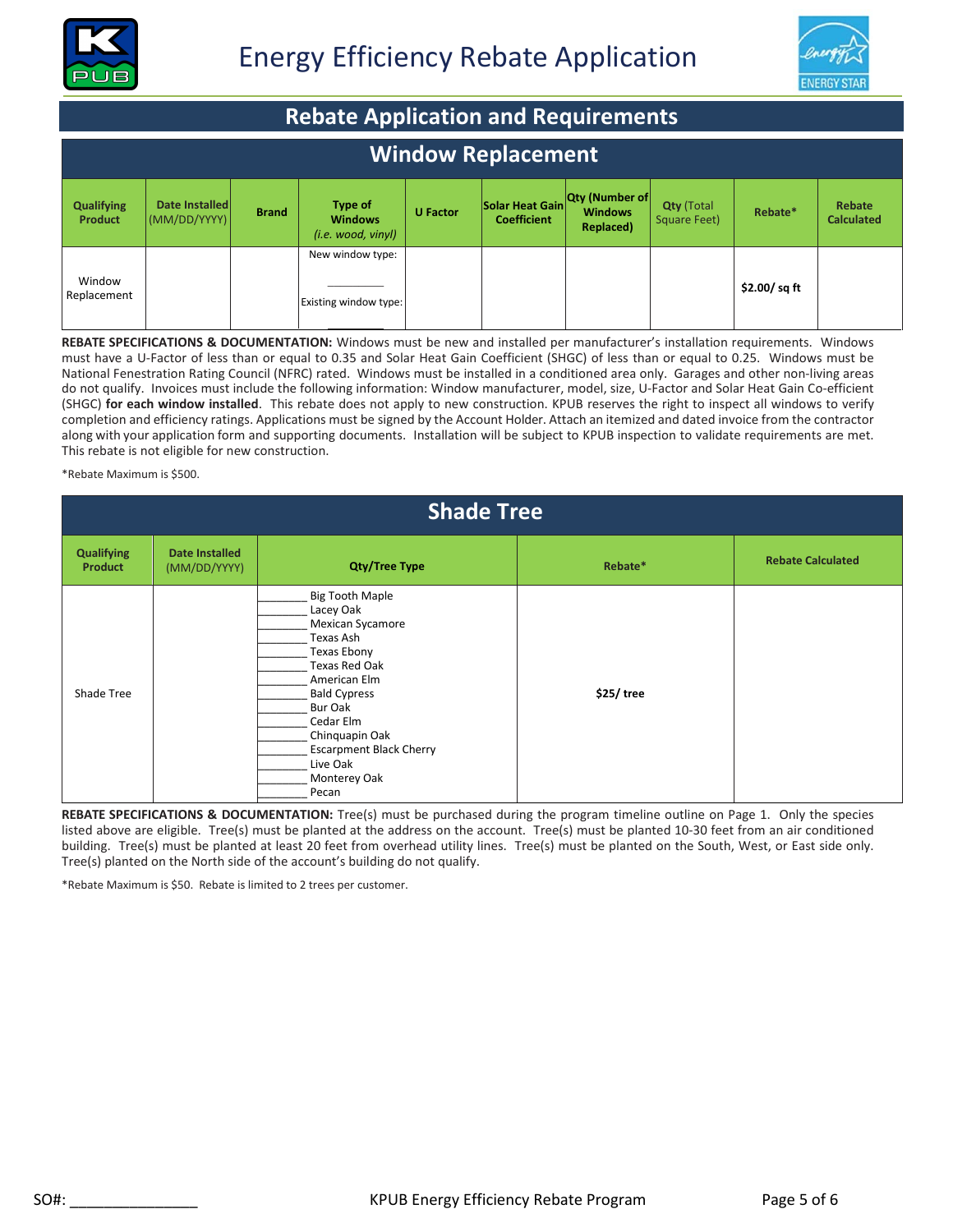# Energy Efficiency Rebate Application

## Rebate Application and Requirements

### Window Replacement

| Qualifying Product | Date Installed (MM/DD/YYYY) | Brand | Type of Windows *(i.e. wood, vinyl)* | U Factor | Solar Heat Gain Coefficient | Qty (Number of Windows Replaced) | Qty (Total Square Feet) | Rebate* | Rebate Calculated |
|---|---|---|---|---|---|---|---|---|---|
| Window Replacement | | | New window type: ________ Existing window type: ________ | | | | | $2.00/ sq ft | |

**REBATE SPECIFICATIONS & DOCUMENTATION:** Windows must be new and installed per manufacturer's installation requirements. Windows must have a U-Factor of less than or equal to 0.35 and Solar Heat Gain Coefficient (SHGC) of less than or equal to 0.25. Windows must be National Fenestration Rating Council (NFRC) rated. Windows must be installed in a conditioned area only. Garages and other non-living areas do not qualify. Invoices must include the following information: Window manufacturer, model, size, U-Factor and Solar Heat Gain Co-efficient (SHGC) **for each window installed**. This rebate does not apply to new construction. KPUB reserves the right to inspect all windows to verify completion and efficiency ratings. Applications must be signed by the Account Holder. Attach an itemized and dated invoice from the contractor along with your application form and supporting documents. Installation will be subject to KPUB inspection to validate requirements are met. This rebate is not eligible for new construction.

*Rebate Maximum is $500.

### Shade Tree

| Qualifying Product | Date Installed (MM/DD/YYYY) | Qty/Tree Type | Rebate* | Rebate Calculated |
|---|---|---|---|---|
| Shade Tree | | ________ Big Tooth Maple<br>________ Lacey Oak<br>________ Mexican Sycamore<br>________ Texas Ash<br>________ Texas Ebony<br>________ Texas Red Oak<br>________ American Elm<br>________ Bald Cypress<br>________ Bur Oak<br>________ Cedar Elm<br>________ Chinquapin Oak<br>________ Escarpment Black Cherry<br>________ Live Oak<br>________ Monterey Oak<br>________ Pecan | $25/ tree | |

**REBATE SPECIFICATIONS & DOCUMENTATION:** Tree(s) must be purchased during the program timeline outline on Page 1. Only the species listed above are eligible. Tree(s) must be planted at the address on the account. Tree(s) must be planted 10-30 feet from an air conditioned building. Tree(s) must be planted at least 20 feet from overhead utility lines. Tree(s) must be planted on the South, West, or East side only. Tree(s) planted on the North side of the account's building do not qualify.

*Rebate Maximum is $50. Rebate is limited to 2 trees per customer.

SO#: ______________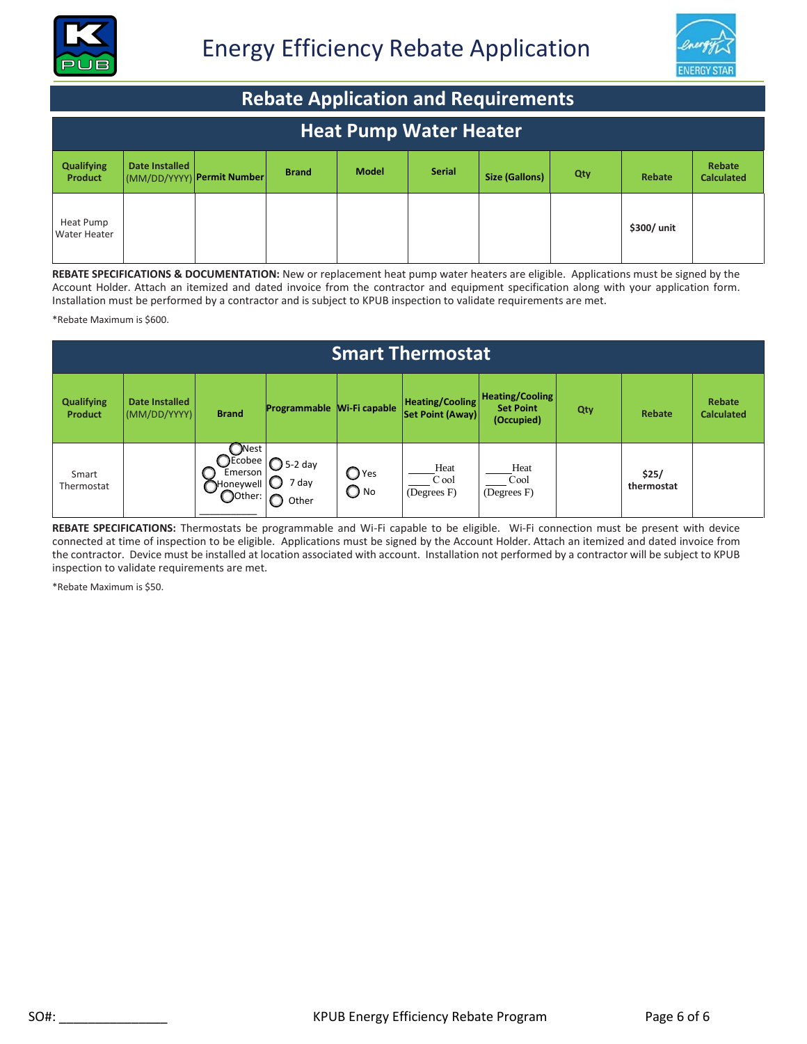# Energy Efficiency Rebate Application

## Rebate Application and Requirements

### Heat Pump Water Heater

| Qualifying Product | Date Installed (MM/DD/YYYY) | Permit Number | Brand | Model | Serial | Size (Gallons) | Qty | Rebate | Rebate Calculated |
|---|---|---|---|---|---|---|---|---|---|
| Heat Pump Water Heater | | | | | | | | $300/ unit | |

**REBATE SPECIFICATIONS & DOCUMENTATION:** New or replacement heat pump water heaters are eligible. Applications must be signed by the Account Holder. Attach an itemized and dated invoice from the contractor and equipment specification along with your application form. Installation must be performed by a contractor and is subject to KPUB inspection to validate requirements are met.

*Rebate Maximum is $600.

### Smart Thermostat

| Qualifying Product | Date Installed (MM/DD/YYYY) | Brand | Programmable | Wi-Fi capable | Heating/Cooling Set Point (Away) | Heating/Cooling Set Point (Occupied) | Qty | Rebate | Rebate Calculated |
|---|---|---|---|---|---|---|---|---|---|
| Smart Thermostat | | ○ Nest ○ Ecobee ○ Emerson ○ Honeywell ○ Other: ________ | ○ 5-2 day ○ 7 day ○ Other | ○ Yes ○ No | ____ Heat ____ Cool (Degrees F) | ____ Heat ____ Cool (Degrees F) | | $25/ thermostat | |

**REBATE SPECIFICATIONS:** Thermostats be programmable and Wi-Fi capable to be eligible. Wi-Fi connection must be present with device connected at time of inspection to be eligible. Applications must be signed by the Account Holder. Attach an itemized and dated invoice from the contractor. Device must be installed at location associated with account. Installation not performed by a contractor will be subject to KPUB inspection to validate requirements are met.

*Rebate Maximum is $50.

SO#: _______________